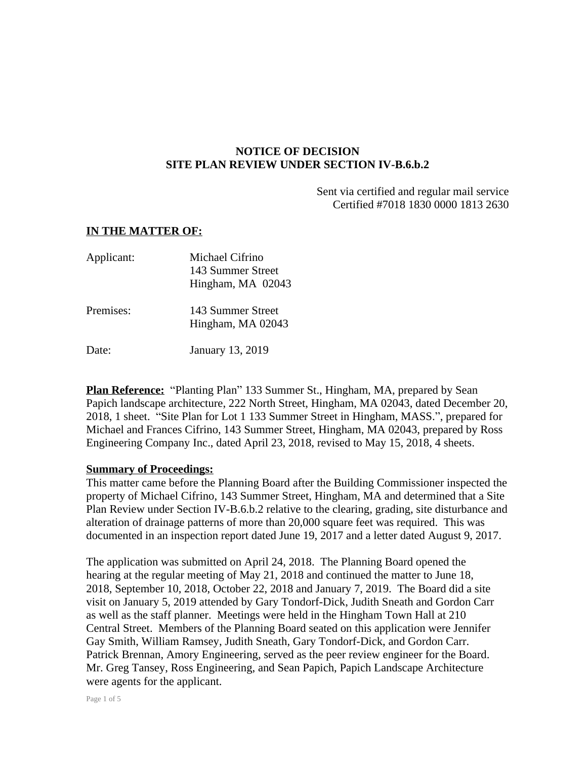**NOTICE OF DECISION**
**SITE PLAN REVIEW UNDER SECTION IV-B.6.b.2**

Sent via certified and regular mail service
Certified #7018 1830 0000 1813 2630

**IN THE MATTER OF:**

Applicant: Michael Cifrino
143 Summer Street
Hingham, MA 02043

Premises: 143 Summer Street
Hingham, MA 02043

Date: January 13, 2019

**Plan Reference:** "Planting Plan" 133 Summer St., Hingham, MA, prepared by Sean Papich landscape architecture, 222 North Street, Hingham, MA 02043, dated December 20, 2018, 1 sheet. "Site Plan for Lot 1 133 Summer Street in Hingham, MASS.", prepared for Michael and Frances Cifrino, 143 Summer Street, Hingham, MA 02043, prepared by Ross Engineering Company Inc., dated April 23, 2018, revised to May 15, 2018, 4 sheets.

**Summary of Proceedings:**
This matter came before the Planning Board after the Building Commissioner inspected the property of Michael Cifrino, 143 Summer Street, Hingham, MA and determined that a Site Plan Review under Section IV-B.6.b.2 relative to the clearing, grading, site disturbance and alteration of drainage patterns of more than 20,000 square feet was required. This was documented in an inspection report dated June 19, 2017 and a letter dated August 9, 2017.

The application was submitted on April 24, 2018. The Planning Board opened the hearing at the regular meeting of May 21, 2018 and continued the matter to June 18, 2018, September 10, 2018, October 22, 2018 and January 7, 2019. The Board did a site visit on January 5, 2019 attended by Gary Tondorf-Dick, Judith Sneath and Gordon Carr as well as the staff planner. Meetings were held in the Hingham Town Hall at 210 Central Street. Members of the Planning Board seated on this application were Jennifer Gay Smith, William Ramsey, Judith Sneath, Gary Tondorf-Dick, and Gordon Carr. Patrick Brennan, Amory Engineering, served as the peer review engineer for the Board. Mr. Greg Tansey, Ross Engineering, and Sean Papich, Papich Landscape Architecture were agents for the applicant.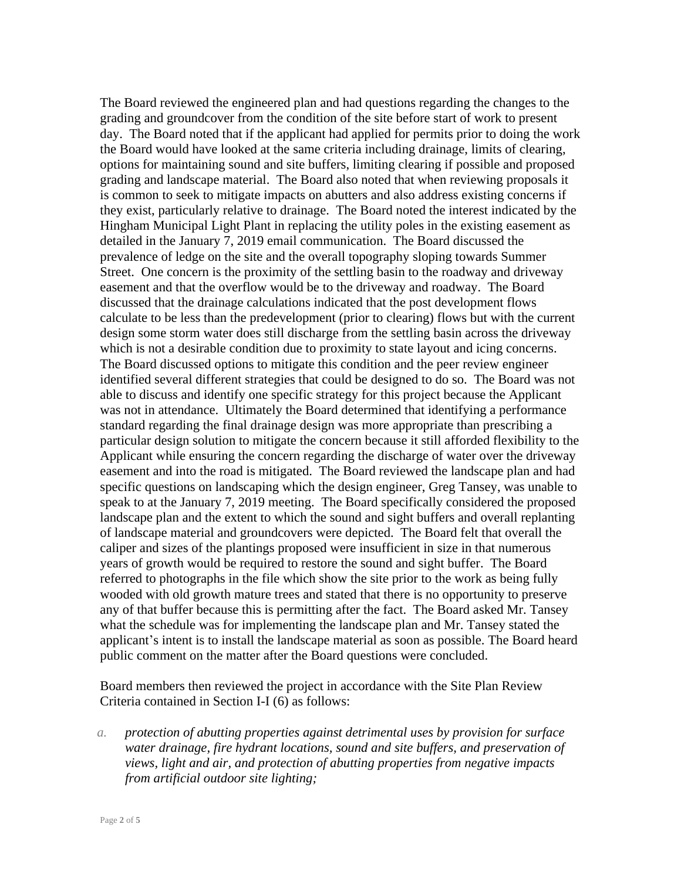The Board reviewed the engineered plan and had questions regarding the changes to the grading and groundcover from the condition of the site before start of work to present day. The Board noted that if the applicant had applied for permits prior to doing the work the Board would have looked at the same criteria including drainage, limits of clearing, options for maintaining sound and site buffers, limiting clearing if possible and proposed grading and landscape material. The Board also noted that when reviewing proposals it is common to seek to mitigate impacts on abutters and also address existing concerns if they exist, particularly relative to drainage. The Board noted the interest indicated by the Hingham Municipal Light Plant in replacing the utility poles in the existing easement as detailed in the January 7, 2019 email communication. The Board discussed the prevalence of ledge on the site and the overall topography sloping towards Summer Street. One concern is the proximity of the settling basin to the roadway and driveway easement and that the overflow would be to the driveway and roadway. The Board discussed that the drainage calculations indicated that the post development flows calculate to be less than the predevelopment (prior to clearing) flows but with the current design some storm water does still discharge from the settling basin across the driveway which is not a desirable condition due to proximity to state layout and icing concerns. The Board discussed options to mitigate this condition and the peer review engineer identified several different strategies that could be designed to do so. The Board was not able to discuss and identify one specific strategy for this project because the Applicant was not in attendance. Ultimately the Board determined that identifying a performance standard regarding the final drainage design was more appropriate than prescribing a particular design solution to mitigate the concern because it still afforded flexibility to the Applicant while ensuring the concern regarding the discharge of water over the driveway easement and into the road is mitigated. The Board reviewed the landscape plan and had specific questions on landscaping which the design engineer, Greg Tansey, was unable to speak to at the January 7, 2019 meeting. The Board specifically considered the proposed landscape plan and the extent to which the sound and sight buffers and overall replanting of landscape material and groundcovers were depicted. The Board felt that overall the caliper and sizes of the plantings proposed were insufficient in size in that numerous years of growth would be required to restore the sound and sight buffer. The Board referred to photographs in the file which show the site prior to the work as being fully wooded with old growth mature trees and stated that there is no opportunity to preserve any of that buffer because this is permitting after the fact. The Board asked Mr. Tansey what the schedule was for implementing the landscape plan and Mr. Tansey stated the applicant's intent is to install the landscape material as soon as possible. The Board heard public comment on the matter after the Board questions were concluded.

Board members then reviewed the project in accordance with the Site Plan Review Criteria contained in Section I-I (6) as follows:

a. *protection of abutting properties against detrimental uses by provision for surface water drainage, fire hydrant locations, sound and site buffers, and preservation of views, light and air, and protection of abutting properties from negative impacts from artificial outdoor site lighting;*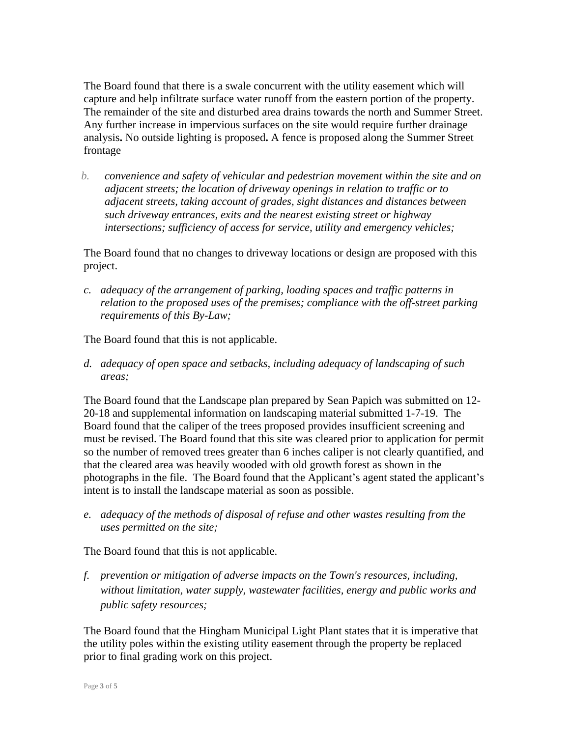The Board found that there is a swale concurrent with the utility easement which will capture and help infiltrate surface water runoff from the eastern portion of the property. The remainder of the site and disturbed area drains towards the north and Summer Street. Any further increase in impervious surfaces on the site would require further drainage analysis**.** No outside lighting is proposed**.** A fence is proposed along the Summer Street frontage

b. *convenience and safety of vehicular and pedestrian movement within the site and on adjacent streets; the location of driveway openings in relation to traffic or to adjacent streets, taking account of grades, sight distances and distances between such driveway entrances, exits and the nearest existing street or highway intersections; sufficiency of access for service, utility and emergency vehicles;*

The Board found that no changes to driveway locations or design are proposed with this project.

c. *adequacy of the arrangement of parking, loading spaces and traffic patterns in relation to the proposed uses of the premises; compliance with the off-street parking requirements of this By-Law;*

The Board found that this is not applicable.

d. *adequacy of open space and setbacks, including adequacy of landscaping of such areas;*

The Board found that the Landscape plan prepared by Sean Papich was submitted on 12-20-18 and supplemental information on landscaping material submitted 1-7-19. The Board found that the caliper of the trees proposed provides insufficient screening and must be revised. The Board found that this site was cleared prior to application for permit so the number of removed trees greater than 6 inches caliper is not clearly quantified, and that the cleared area was heavily wooded with old growth forest as shown in the photographs in the file. The Board found that the Applicant's agent stated the applicant's intent is to install the landscape material as soon as possible.

e. *adequacy of the methods of disposal of refuse and other wastes resulting from the uses permitted on the site;*

The Board found that this is not applicable.

f. *prevention or mitigation of adverse impacts on the Town's resources, including, without limitation, water supply, wastewater facilities, energy and public works and public safety resources;*

The Board found that the Hingham Municipal Light Plant states that it is imperative that the utility poles within the existing utility easement through the property be replaced prior to final grading work on this project.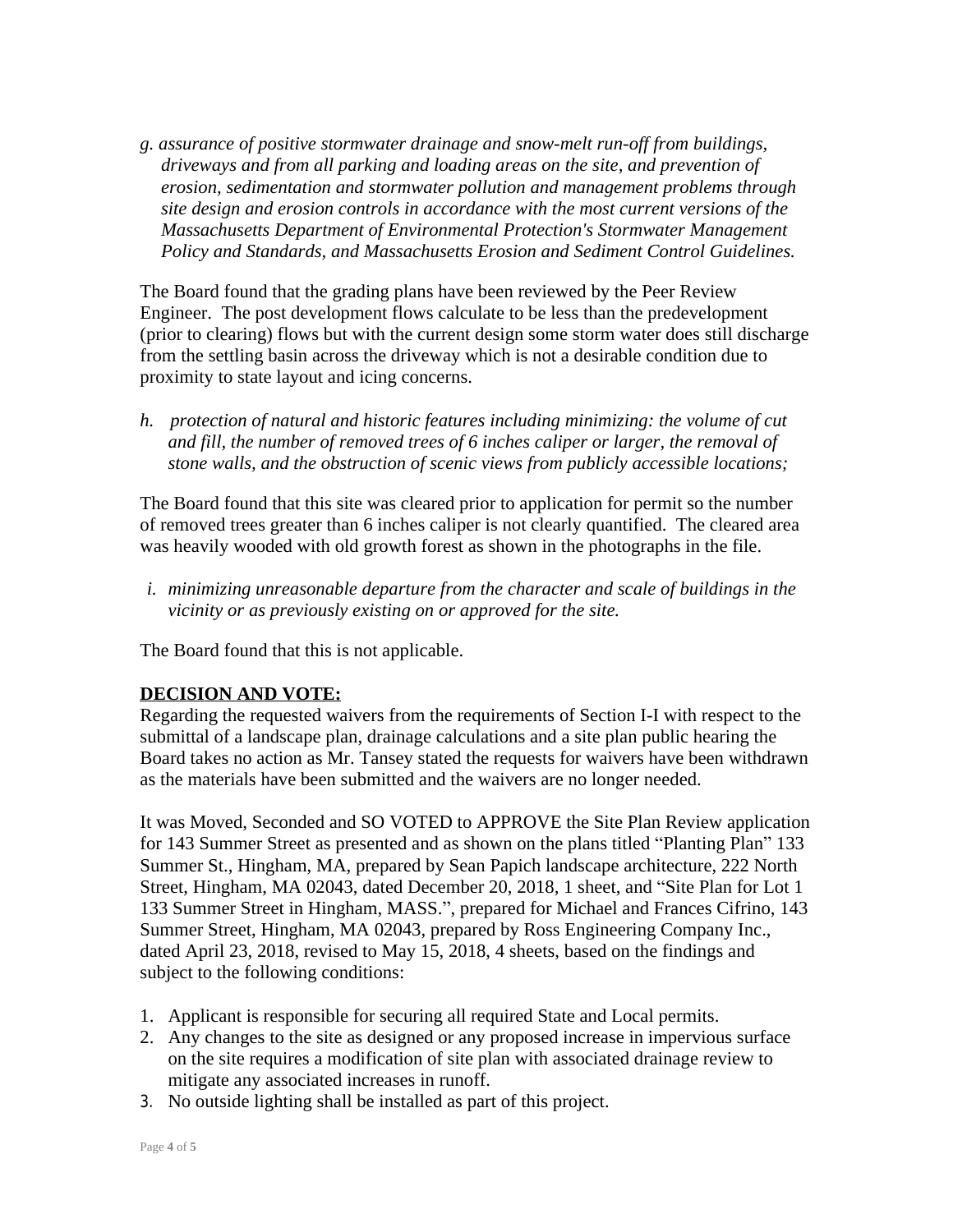*g. assurance of positive stormwater drainage and snow-melt run-off from buildings, driveways and from all parking and loading areas on the site, and prevention of erosion, sedimentation and stormwater pollution and management problems through site design and erosion controls in accordance with the most current versions of the Massachusetts Department of Environmental Protection's Stormwater Management Policy and Standards, and Massachusetts Erosion and Sediment Control Guidelines.*

The Board found that the grading plans have been reviewed by the Peer Review Engineer. The post development flows calculate to be less than the predevelopment (prior to clearing) flows but with the current design some storm water does still discharge from the settling basin across the driveway which is not a desirable condition due to proximity to state layout and icing concerns.

*h. protection of natural and historic features including minimizing: the volume of cut and fill, the number of removed trees of 6 inches caliper or larger, the removal of stone walls, and the obstruction of scenic views from publicly accessible locations;*

The Board found that this site was cleared prior to application for permit so the number of removed trees greater than 6 inches caliper is not clearly quantified. The cleared area was heavily wooded with old growth forest as shown in the photographs in the file.

*i. minimizing unreasonable departure from the character and scale of buildings in the vicinity or as previously existing on or approved for the site.*

The Board found that this is not applicable.

**DECISION AND VOTE:**

Regarding the requested waivers from the requirements of Section I-I with respect to the submittal of a landscape plan, drainage calculations and a site plan public hearing the Board takes no action as Mr. Tansey stated the requests for waivers have been withdrawn as the materials have been submitted and the waivers are no longer needed.

It was Moved, Seconded and SO VOTED to APPROVE the Site Plan Review application for 143 Summer Street as presented and as shown on the plans titled "Planting Plan" 133 Summer St., Hingham, MA, prepared by Sean Papich landscape architecture, 222 North Street, Hingham, MA 02043, dated December 20, 2018, 1 sheet, and "Site Plan for Lot 1 133 Summer Street in Hingham, MASS.", prepared for Michael and Frances Cifrino, 143 Summer Street, Hingham, MA 02043, prepared by Ross Engineering Company Inc., dated April 23, 2018, revised to May 15, 2018, 4 sheets, based on the findings and subject to the following conditions:

1. Applicant is responsible for securing all required State and Local permits.
2. Any changes to the site as designed or any proposed increase in impervious surface on the site requires a modification of site plan with associated drainage review to mitigate any associated increases in runoff.
3. No outside lighting shall be installed as part of this project.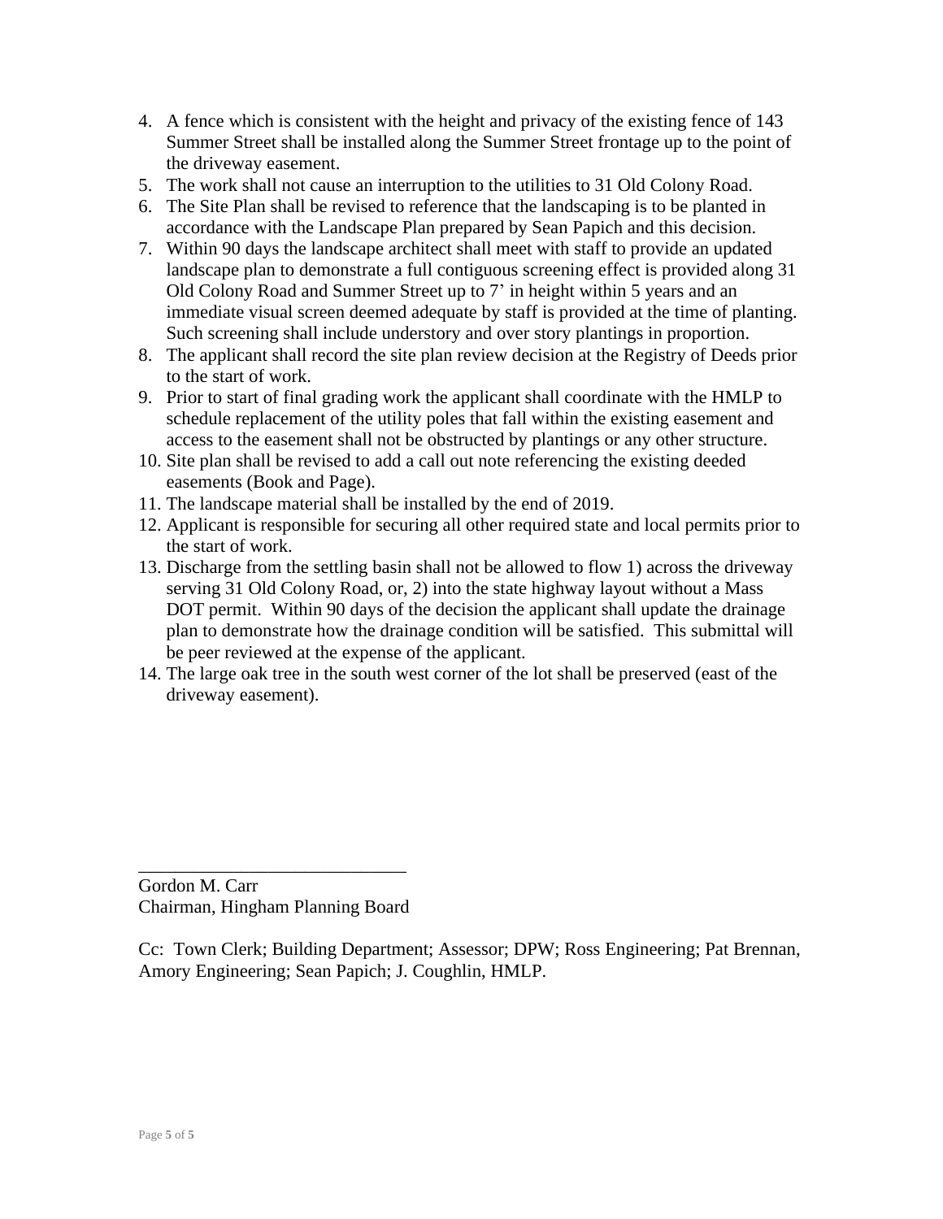4. A fence which is consistent with the height and privacy of the existing fence of 143 Summer Street shall be installed along the Summer Street frontage up to the point of the driveway easement.
5. The work shall not cause an interruption to the utilities to 31 Old Colony Road.
6. The Site Plan shall be revised to reference that the landscaping is to be planted in accordance with the Landscape Plan prepared by Sean Papich and this decision.
7. Within 90 days the landscape architect shall meet with staff to provide an updated landscape plan to demonstrate a full contiguous screening effect is provided along 31 Old Colony Road and Summer Street up to 7' in height within 5 years and an immediate visual screen deemed adequate by staff is provided at the time of planting. Such screening shall include understory and over story plantings in proportion.
8. The applicant shall record the site plan review decision at the Registry of Deeds prior to the start of work.
9. Prior to start of final grading work the applicant shall coordinate with the HMLP to schedule replacement of the utility poles that fall within the existing easement and access to the easement shall not be obstructed by plantings or any other structure.
10. Site plan shall be revised to add a call out note referencing the existing deeded easements (Book and Page).
11. The landscape material shall be installed by the end of 2019.
12. Applicant is responsible for securing all other required state and local permits prior to the start of work.
13. Discharge from the settling basin shall not be allowed to flow 1) across the driveway serving 31 Old Colony Road, or, 2) into the state highway layout without a Mass DOT permit. Within 90 days of the decision the applicant shall update the drainage plan to demonstrate how the drainage condition will be satisfied. This submittal will be peer reviewed at the expense of the applicant.
14. The large oak tree in the south west corner of the lot shall be preserved (east of the driveway easement).

_____________________________

Gordon M. Carr
Chairman, Hingham Planning Board

Cc: Town Clerk; Building Department; Assessor; DPW; Ross Engineering; Pat Brennan, Amory Engineering; Sean Papich; J. Coughlin, HMLP.